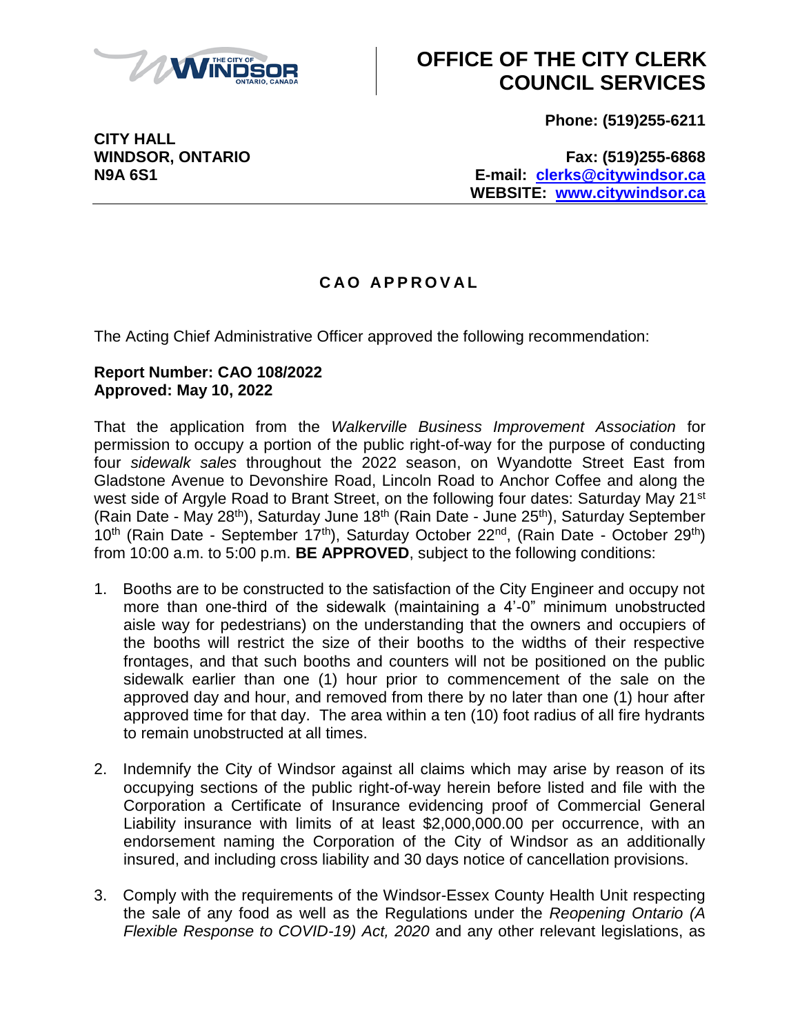# OFFICE OF THE CITY CLERK COUNCIL SERVICES

**CITY HALL**
**WINDSOR, ONTARIO**
**N9A 6S1**

**Phone: (519)255-6211**

**Fax: (519)255-6868**
**E-mail: clerks@citywindsor.ca**
**WEBSITE: www.citywindsor.ca**

## CAO APPROVAL

The Acting Chief Administrative Officer approved the following recommendation:

**Report Number: CAO 108/2022**
**Approved: May 10, 2022**

That the application from the *Walkerville Business Improvement Association* for permission to occupy a portion of the public right-of-way for the purpose of conducting four *sidewalk sales* throughout the 2022 season, on Wyandotte Street East from Gladstone Avenue to Devonshire Road, Lincoln Road to Anchor Coffee and along the west side of Argyle Road to Brant Street, on the following four dates: Saturday May 21st (Rain Date - May 28th), Saturday June 18th (Rain Date - June 25th), Saturday September 10th (Rain Date - September 17th), Saturday October 22nd, (Rain Date - October 29th) from 10:00 a.m. to 5:00 p.m. **BE APPROVED**, subject to the following conditions:

1. Booths are to be constructed to the satisfaction of the City Engineer and occupy not more than one-third of the sidewalk (maintaining a 4'-0" minimum unobstructed aisle way for pedestrians) on the understanding that the owners and occupiers of the booths will restrict the size of their booths to the widths of their respective frontages, and that such booths and counters will not be positioned on the public sidewalk earlier than one (1) hour prior to commencement of the sale on the approved day and hour, and removed from there by no later than one (1) hour after approved time for that day. The area within a ten (10) foot radius of all fire hydrants to remain unobstructed at all times.

2. Indemnify the City of Windsor against all claims which may arise by reason of its occupying sections of the public right-of-way herein before listed and file with the Corporation a Certificate of Insurance evidencing proof of Commercial General Liability insurance with limits of at least $2,000,000.00 per occurrence, with an endorsement naming the Corporation of the City of Windsor as an additionally insured, and including cross liability and 30 days notice of cancellation provisions.

3. Comply with the requirements of the Windsor-Essex County Health Unit respecting the sale of any food as well as the Regulations under the *Reopening Ontario (A Flexible Response to COVID-19) Act, 2020* and any other relevant legislations, as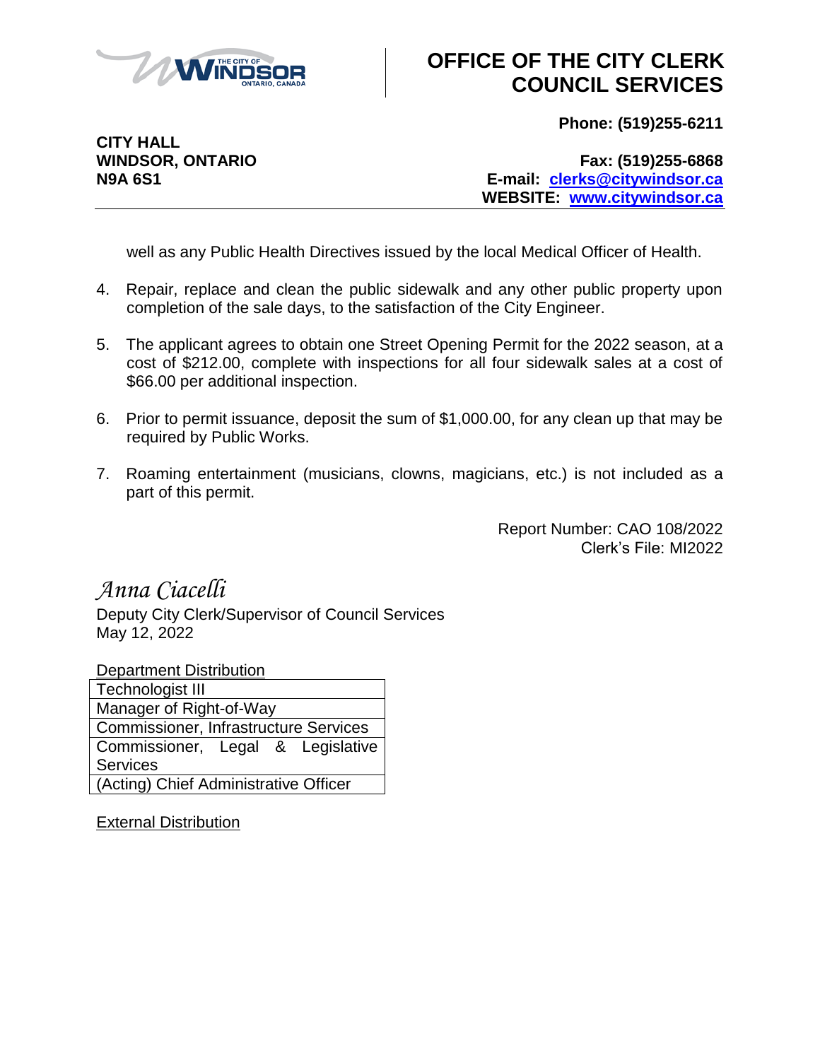well as any Public Health Directives issued by the local Medical Officer of Health.

4. Repair, replace and clean the public sidewalk and any other public property upon completion of the sale days, to the satisfaction of the City Engineer.

5. The applicant agrees to obtain one Street Opening Permit for the 2022 season, at a cost of $212.00, complete with inspections for all four sidewalk sales at a cost of $66.00 per additional inspection.

6. Prior to permit issuance, deposit the sum of $1,000.00, for any clean up that may be required by Public Works.

7. Roaming entertainment (musicians, clowns, magicians, etc.) is not included as a part of this permit.

Report Number: CAO 108/2022
Clerk's File: MI2022

*Anna Ciacelli*
Deputy City Clerk/Supervisor of Council Services
May 12, 2022

Department Distribution

| |
|---|
| Technologist III |
| Manager of Right-of-Way |
| Commissioner, Infrastructure Services |
| Commissioner, Legal & Legislative Services |
| (Acting) Chief Administrative Officer |

External Distribution